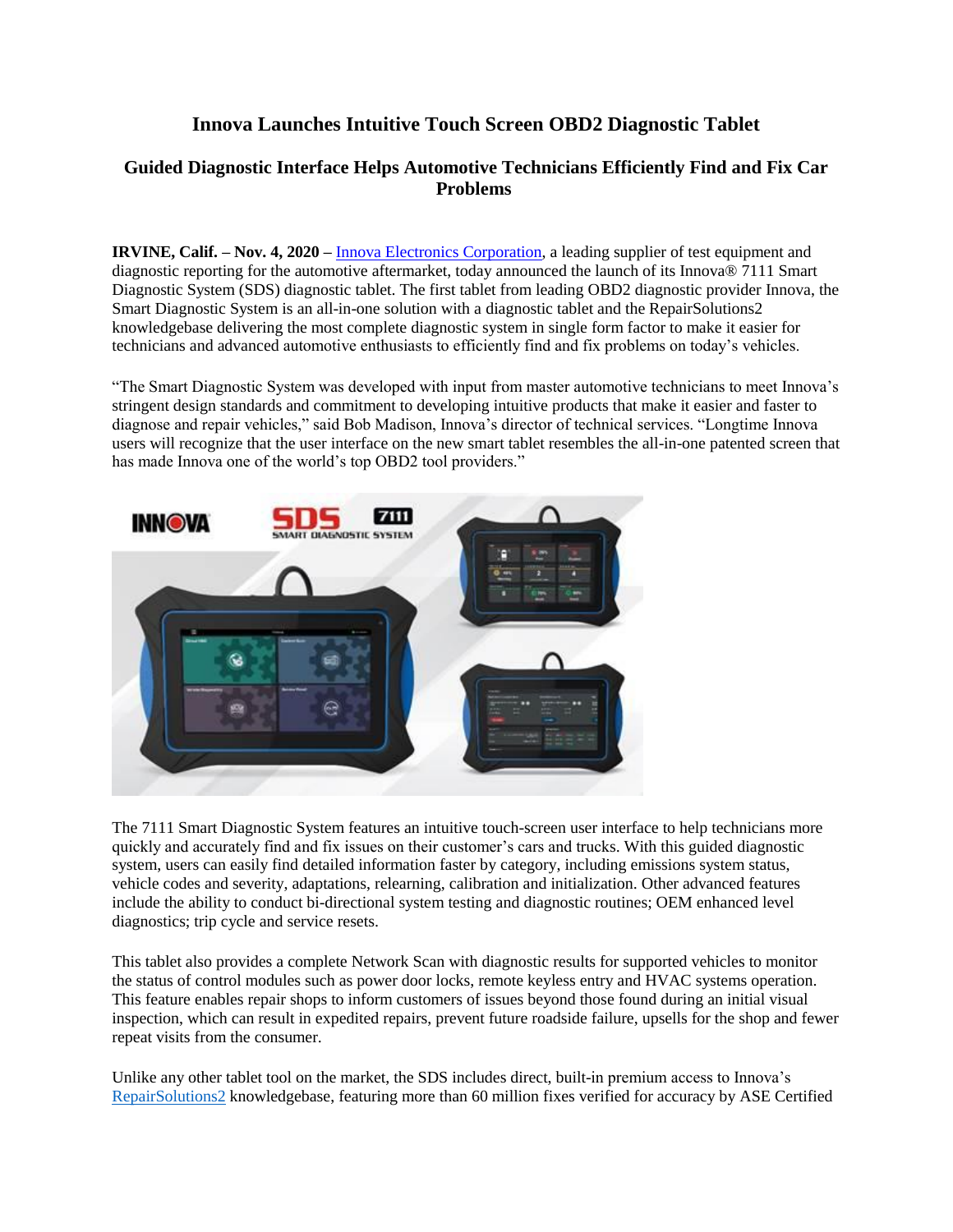# Innova Launches Intuitive Touch Screen OBD2 Diagnostic Tablet

## Guided Diagnostic Interface Helps Automotive Technicians Efficiently Find and Fix Car Problems

**IRVINE, Calif. – Nov. 4, 2020 –** Innova Electronics Corporation, a leading supplier of test equipment and diagnostic reporting for the automotive aftermarket, today announced the launch of its Innova® 7111 Smart Diagnostic System (SDS) diagnostic tablet. The first tablet from leading OBD2 diagnostic provider Innova, the Smart Diagnostic System is an all-in-one solution with a diagnostic tablet and the RepairSolutions2 knowledgebase delivering the most complete diagnostic system in single form factor to make it easier for technicians and advanced automotive enthusiasts to efficiently find and fix problems on today's vehicles.

"The Smart Diagnostic System was developed with input from master automotive technicians to meet Innova's stringent design standards and commitment to developing intuitive products that make it easier and faster to diagnose and repair vehicles," said Bob Madison, Innova's director of technical services. "Longtime Innova users will recognize that the user interface on the new smart tablet resembles the all-in-one patented screen that has made Innova one of the world's top OBD2 tool providers."

The 7111 Smart Diagnostic System features an intuitive touch-screen user interface to help technicians more quickly and accurately find and fix issues on their customer's cars and trucks. With this guided diagnostic system, users can easily find detailed information faster by category, including emissions system status, vehicle codes and severity, adaptations, relearning, calibration and initialization. Other advanced features include the ability to conduct bi-directional system testing and diagnostic routines; OEM enhanced level diagnostics; trip cycle and service resets.

This tablet also provides a complete Network Scan with diagnostic results for supported vehicles to monitor the status of control modules such as power door locks, remote keyless entry and HVAC systems operation. This feature enables repair shops to inform customers of issues beyond those found during an initial visual inspection, which can result in expedited repairs, prevent future roadside failure, upsells for the shop and fewer repeat visits from the consumer.

Unlike any other tablet tool on the market, the SDS includes direct, built-in premium access to Innova's RepairSolutions2 knowledgebase, featuring more than 60 million fixes verified for accuracy by ASE Certified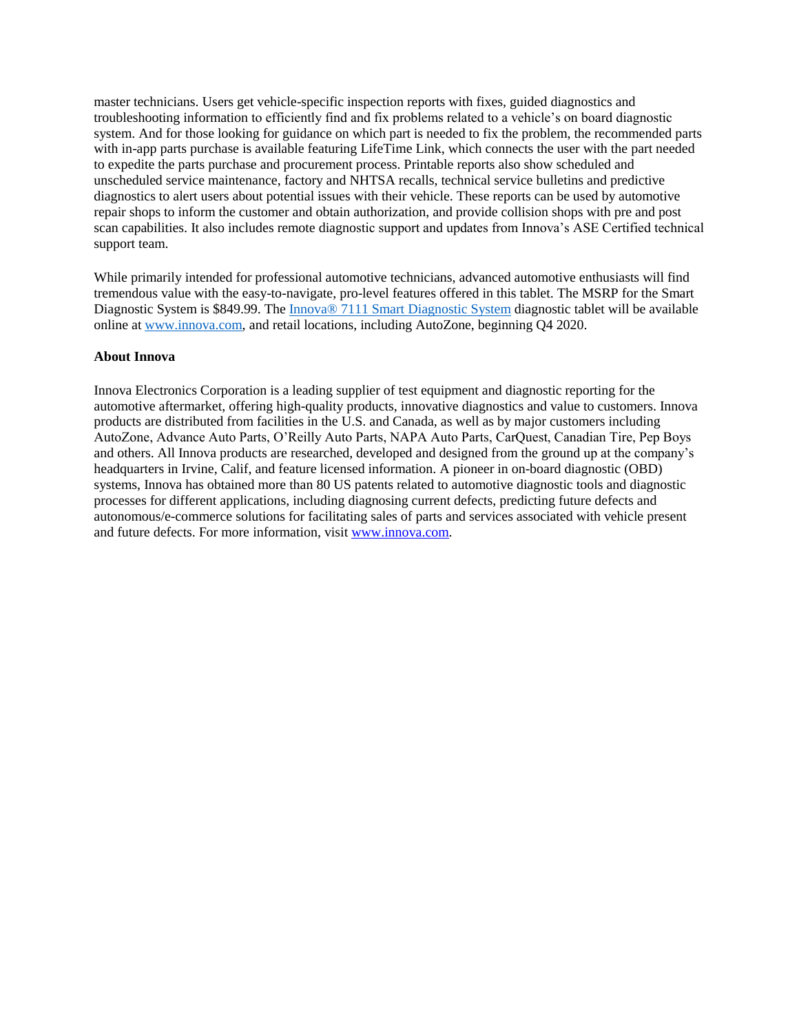master technicians. Users get vehicle-specific inspection reports with fixes, guided diagnostics and troubleshooting information to efficiently find and fix problems related to a vehicle's on board diagnostic system. And for those looking for guidance on which part is needed to fix the problem, the recommended parts with in-app parts purchase is available featuring LifeTime Link, which connects the user with the part needed to expedite the parts purchase and procurement process. Printable reports also show scheduled and unscheduled service maintenance, factory and NHTSA recalls, technical service bulletins and predictive diagnostics to alert users about potential issues with their vehicle. These reports can be used by automotive repair shops to inform the customer and obtain authorization, and provide collision shops with pre and post scan capabilities. It also includes remote diagnostic support and updates from Innova's ASE Certified technical support team.

While primarily intended for professional automotive technicians, advanced automotive enthusiasts will find tremendous value with the easy-to-navigate, pro-level features offered in this tablet. The MSRP for the Smart Diagnostic System is $849.99. The Innova® 7111 Smart Diagnostic System diagnostic tablet will be available online at www.innova.com, and retail locations, including AutoZone, beginning Q4 2020.

**About Innova**

Innova Electronics Corporation is a leading supplier of test equipment and diagnostic reporting for the automotive aftermarket, offering high-quality products, innovative diagnostics and value to customers. Innova products are distributed from facilities in the U.S. and Canada, as well as by major customers including AutoZone, Advance Auto Parts, O'Reilly Auto Parts, NAPA Auto Parts, CarQuest, Canadian Tire, Pep Boys and others. All Innova products are researched, developed and designed from the ground up at the company's headquarters in Irvine, Calif, and feature licensed information. A pioneer in on-board diagnostic (OBD) systems, Innova has obtained more than 80 US patents related to automotive diagnostic tools and diagnostic processes for different applications, including diagnosing current defects, predicting future defects and autonomous/e-commerce solutions for facilitating sales of parts and services associated with vehicle present and future defects. For more information, visit www.innova.com.